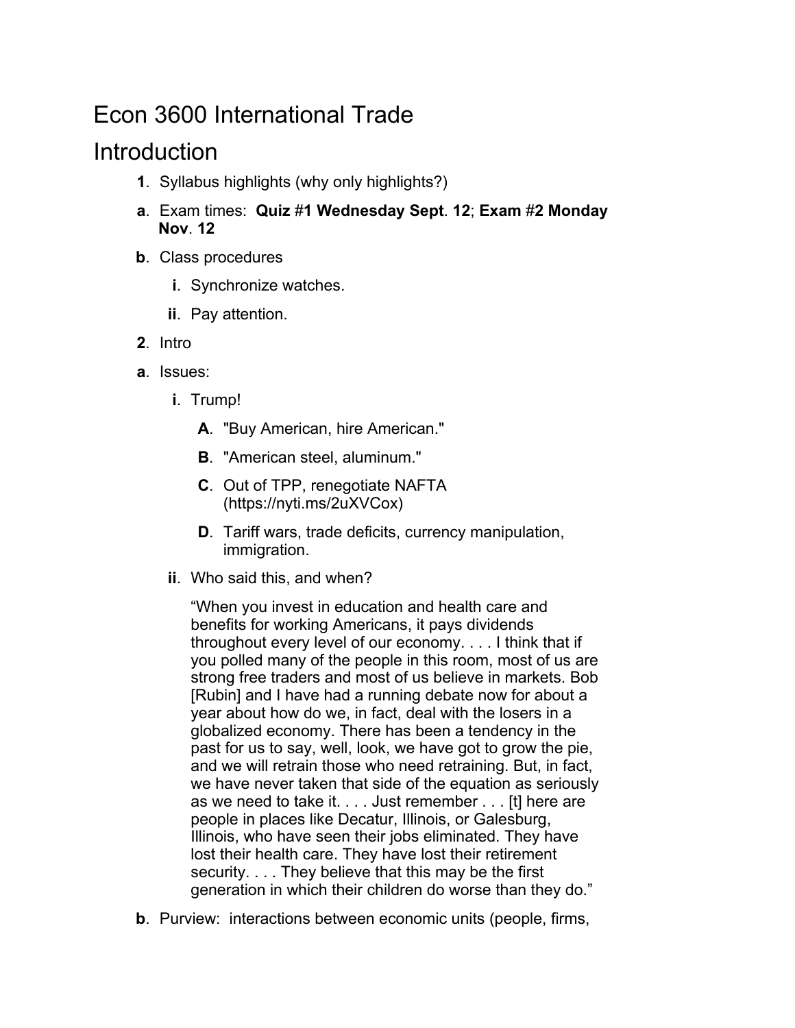# Econ 3600 International Trade

## Introduction

1. Syllabus highlights (why only highlights?)

   a. Exam times: **Quiz #1 Wednesday Sept. 12**; **Exam #2 Monday Nov. 12**

   b. Class procedures

      i. Synchronize watches.

      ii. Pay attention.

2. Intro

   a. Issues:

      i. Trump!

         A. "Buy American, hire American."

         B. "American steel, aluminum."

         C. Out of TPP, renegotiate NAFTA (https://nyti.ms/2uXVCox)

         D. Tariff wars, trade deficits, currency manipulation, immigration.

      ii. Who said this, and when?

         "When you invest in education and health care and benefits for working Americans, it pays dividends throughout every level of our economy. . . . I think that if you polled many of the people in this room, most of us are strong free traders and most of us believe in markets. Bob [Rubin] and I have had a running debate now for about a year about how do we, in fact, deal with the losers in a globalized economy. There has been a tendency in the past for us to say, well, look, we have got to grow the pie, and we will retrain those who need retraining. But, in fact, we have never taken that side of the equation as seriously as we need to take it. . . . Just remember . . . [t] here are people in places like Decatur, Illinois, or Galesburg, Illinois, who have seen their jobs eliminated. They have lost their health care. They have lost their retirement security. . . . They believe that this may be the first generation in which their children do worse than they do."

   b. Purview: interactions between economic units (people, firms,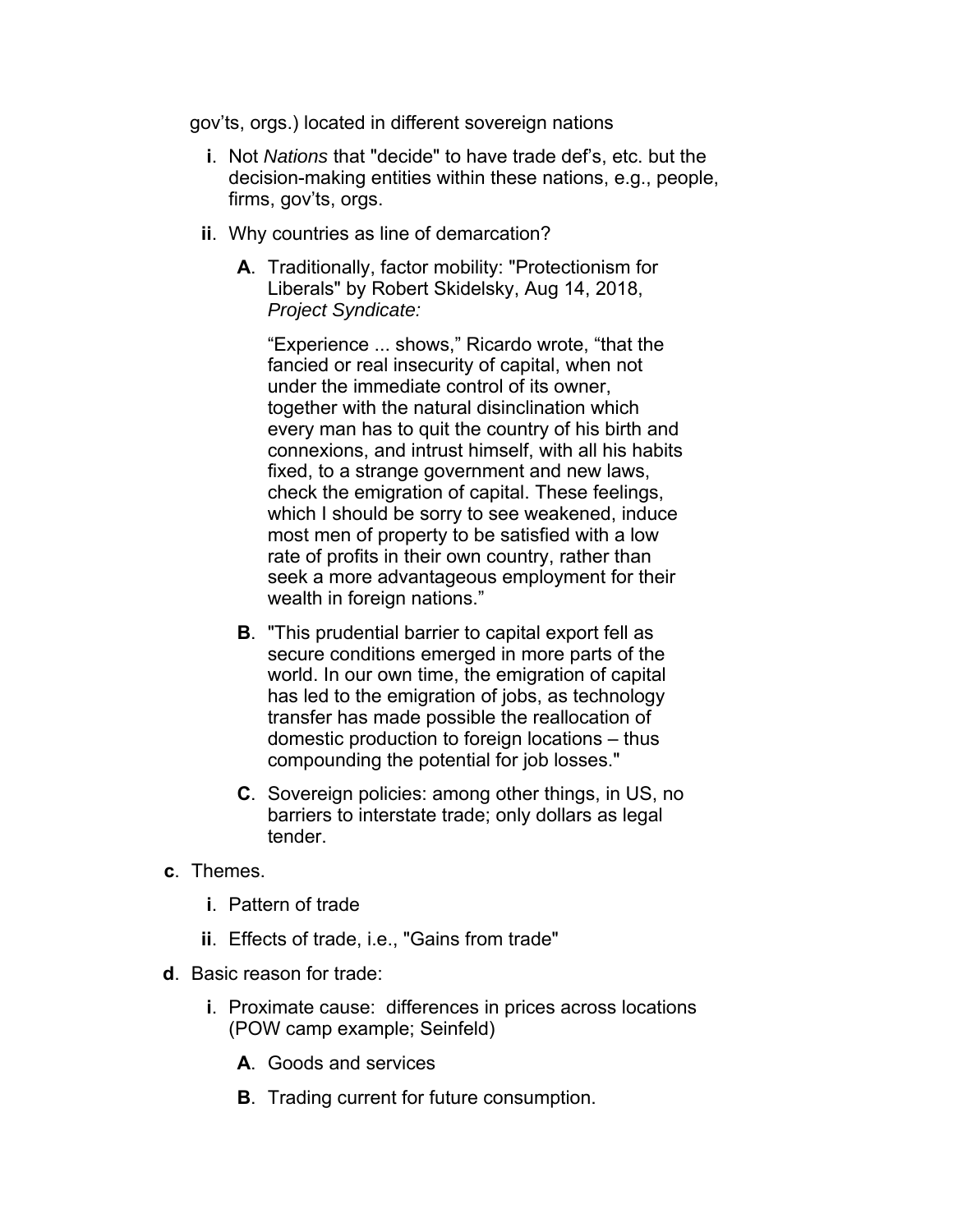gov'ts, orgs.) located in different sovereign nations

- **i**. Not *Nations* that "decide" to have trade def's, etc. but the decision-making entities within these nations, e.g., people, firms, gov'ts, orgs.
- **ii**. Why countries as line of demarcation?
  - **A**. Traditionally, factor mobility: "Protectionism for Liberals" by Robert Skidelsky, Aug 14, 2018, *Project Syndicate:*

    "Experience ... shows," Ricardo wrote, "that the fancied or real insecurity of capital, when not under the immediate control of its owner, together with the natural disinclination which every man has to quit the country of his birth and connexions, and intrust himself, with all his habits fixed, to a strange government and new laws, check the emigration of capital. These feelings, which I should be sorry to see weakened, induce most men of property to be satisfied with a low rate of profits in their own country, rather than seek a more advantageous employment for their wealth in foreign nations."
  - **B**. "This prudential barrier to capital export fell as secure conditions emerged in more parts of the world. In our own time, the emigration of capital has led to the emigration of jobs, as technology transfer has made possible the reallocation of domestic production to foreign locations – thus compounding the potential for job losses."
  - **C**. Sovereign policies: among other things, in US, no barriers to interstate trade; only dollars as legal tender.

**c**. Themes.

- **i**. Pattern of trade
- **ii**. Effects of trade, i.e., "Gains from trade"

**d**. Basic reason for trade:

- **i**. Proximate cause: differences in prices across locations (POW camp example; Seinfeld)
  - **A**. Goods and services
  - **B**. Trading current for future consumption.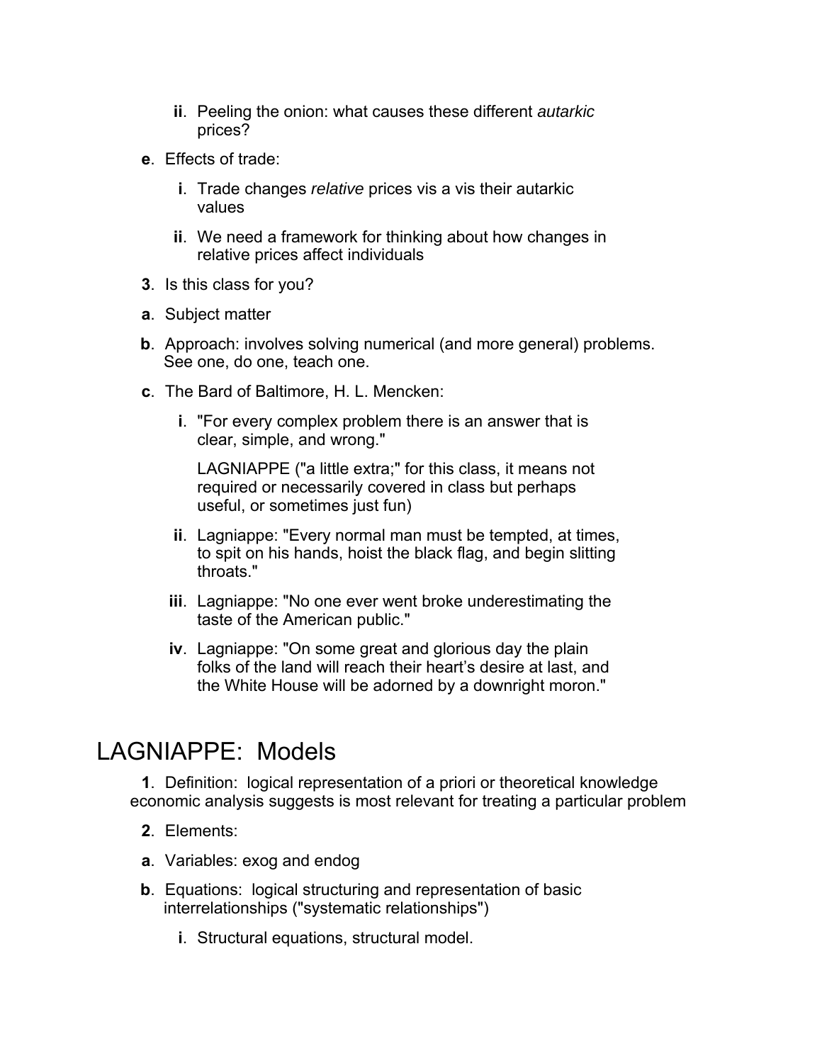**ii**. Peeling the onion: what causes these different *autarkic* prices?

**e**. Effects of trade:

**i**. Trade changes *relative* prices vis a vis their autarkic values

**ii**. We need a framework for thinking about how changes in relative prices affect individuals

**3**. Is this class for you?

**a**. Subject matter

**b**. Approach: involves solving numerical (and more general) problems. See one, do one, teach one.

**c**. The Bard of Baltimore, H. L. Mencken:

**i**. "For every complex problem there is an answer that is clear, simple, and wrong."

LAGNIAPPE ("a little extra;" for this class, it means not required or necessarily covered in class but perhaps useful, or sometimes just fun)

**ii**. Lagniappe: "Every normal man must be tempted, at times, to spit on his hands, hoist the black flag, and begin slitting throats."

**iii**. Lagniappe: "No one ever went broke underestimating the taste of the American public."

**iv**. Lagniappe: "On some great and glorious day the plain folks of the land will reach their heart's desire at last, and the White House will be adorned by a downright moron."

# LAGNIAPPE: Models

**1**. Definition: logical representation of a priori or theoretical knowledge economic analysis suggests is most relevant for treating a particular problem

**2**. Elements:

**a**. Variables: exog and endog

**b**. Equations: logical structuring and representation of basic interrelationships ("systematic relationships")

**i**. Structural equations, structural model.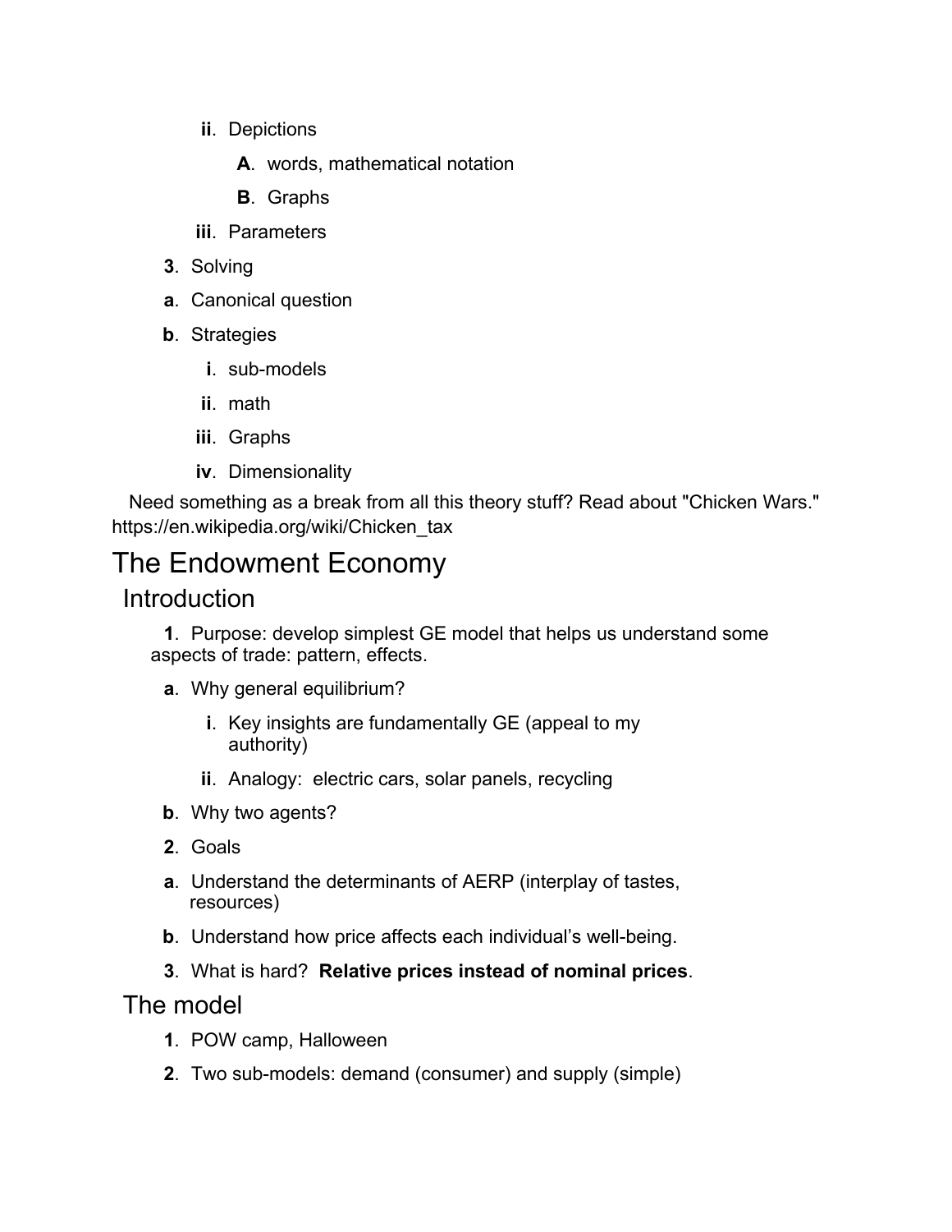ii. Depictions

A. words, mathematical notation

B. Graphs

iii. Parameters

3. Solving

a. Canonical question

b. Strategies

i. sub-models

ii. math

iii. Graphs

iv. Dimensionality

Need something as a break from all this theory stuff? Read about "Chicken Wars." https://en.wikipedia.org/wiki/Chicken_tax

# The Endowment Economy

## Introduction

1. Purpose: develop simplest GE model that helps us understand some aspects of trade: pattern, effects.

a. Why general equilibrium?

i. Key insights are fundamentally GE (appeal to my authority)

ii. Analogy: electric cars, solar panels, recycling

b. Why two agents?

2. Goals

a. Understand the determinants of AERP (interplay of tastes, resources)

b. Understand how price affects each individual's well-being.

3. What is hard? **Relative prices instead of nominal prices**.

## The model

1. POW camp, Halloween

2. Two sub-models: demand (consumer) and supply (simple)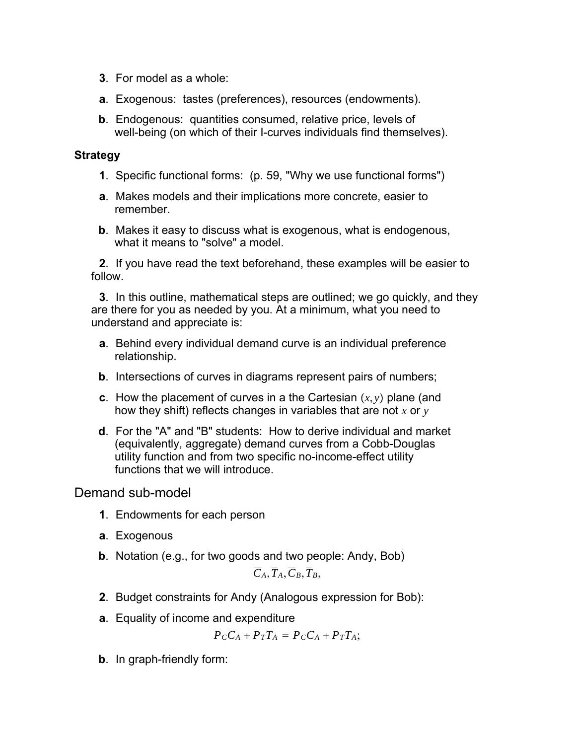**3**. For model as a whole:

**a**. Exogenous: tastes (preferences), resources (endowments).

**b**. Endogenous: quantities consumed, relative price, levels of well-being (on which of their I-curves individuals find themselves).

**Strategy**

**1**. Specific functional forms: (p. 59, "Why we use functional forms")

**a**. Makes models and their implications more concrete, easier to remember.

**b**. Makes it easy to discuss what is exogenous, what is endogenous, what it means to "solve" a model.

**2**. If you have read the text beforehand, these examples will be easier to follow.

**3**. In this outline, mathematical steps are outlined; we go quickly, and they are there for you as needed by you. At a minimum, what you need to understand and appreciate is:

**a**. Behind every individual demand curve is an individual preference relationship.

**b**. Intersections of curves in diagrams represent pairs of numbers;

**c**. How the placement of curves in a the Cartesian $(x, y)$ plane (and how they shift) reflects changes in variables that are not $x$ or $y$

**d**. For the "A" and "B" students: How to derive individual and market (equivalently, aggregate) demand curves from a Cobb-Douglas utility function and from two specific no-income-effect utility functions that we will introduce.

## Demand sub-model

**1**. Endowments for each person

**a**. Exogenous

**b**. Notation (e.g., for two goods and two people: Andy, Bob)

$$\overline{C}_A, \overline{T}_A, \overline{C}_B, \overline{T}_B,$$

**2**. Budget constraints for Andy (Analogous expression for Bob):

**a**. Equality of income and expenditure

$$P_C\overline{C}_A + P_T\overline{T}_A = P_C C_A + P_T T_A;$$

**b**. In graph-friendly form: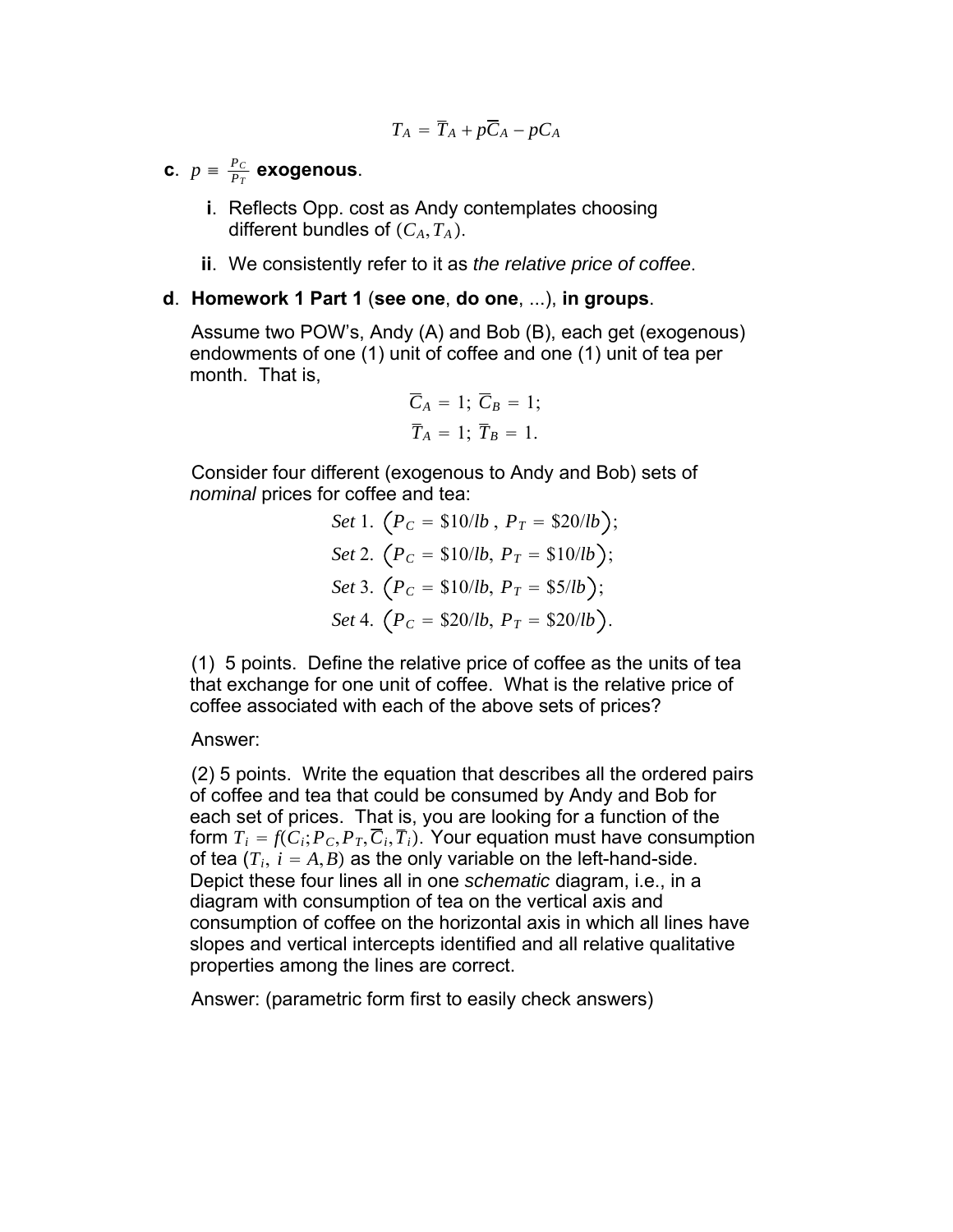$$T_A = \overline{T}_A + p\overline{C}_A - pC_A$$

**c**. $p \equiv \frac{P_C}{P_T}$ **exogenous**.

- **i**. Reflects Opp. cost as Andy contemplates choosing different bundles of $(C_A, T_A)$.
- **ii**. We consistently refer to it as *the relative price of coffee*.

**d**. **Homework 1 Part 1** (**see one**, **do one**, ...), **in groups**.

Assume two POW's, Andy (A) and Bob (B), each get (exogenous) endowments of one (1) unit of coffee and one (1) unit of tea per month. That is,

$$\overline{C}_A = 1;\ \overline{C}_B = 1;$$
$$\overline{T}_A = 1;\ \overline{T}_B = 1.$$

Consider four different (exogenous to Andy and Bob) sets of *nominal* prices for coffee and tea:

$$Set\ 1.\ \left(P_C = \$10/lb\ ,\ P_T = \$20/lb\right);$$
$$Set\ 2.\ \left(P_C = \$10/lb,\ P_T = \$10/lb\right);$$
$$Set\ 3.\ \left(P_C = \$10/lb,\ P_T = \$5/lb\right);$$
$$Set\ 4.\ \left(P_C = \$20/lb,\ P_T = \$20/lb\right).$$

(1) 5 points. Define the relative price of coffee as the units of tea that exchange for one unit of coffee. What is the relative price of coffee associated with each of the above sets of prices?

Answer:

(2) 5 points. Write the equation that describes all the ordered pairs of coffee and tea that could be consumed by Andy and Bob for each set of prices. That is, you are looking for a function of the form $T_i = f(C_i; P_C, P_T, \overline{C}_i, \overline{T}_i)$. Your equation must have consumption of tea $(T_i,\ i = A, B)$ as the only variable on the left-hand-side. Depict these four lines all in one *schematic* diagram, i.e., in a diagram with consumption of tea on the vertical axis and consumption of coffee on the horizontal axis in which all lines have slopes and vertical intercepts identified and all relative qualitative properties among the lines are correct.

Answer: (parametric form first to easily check answers)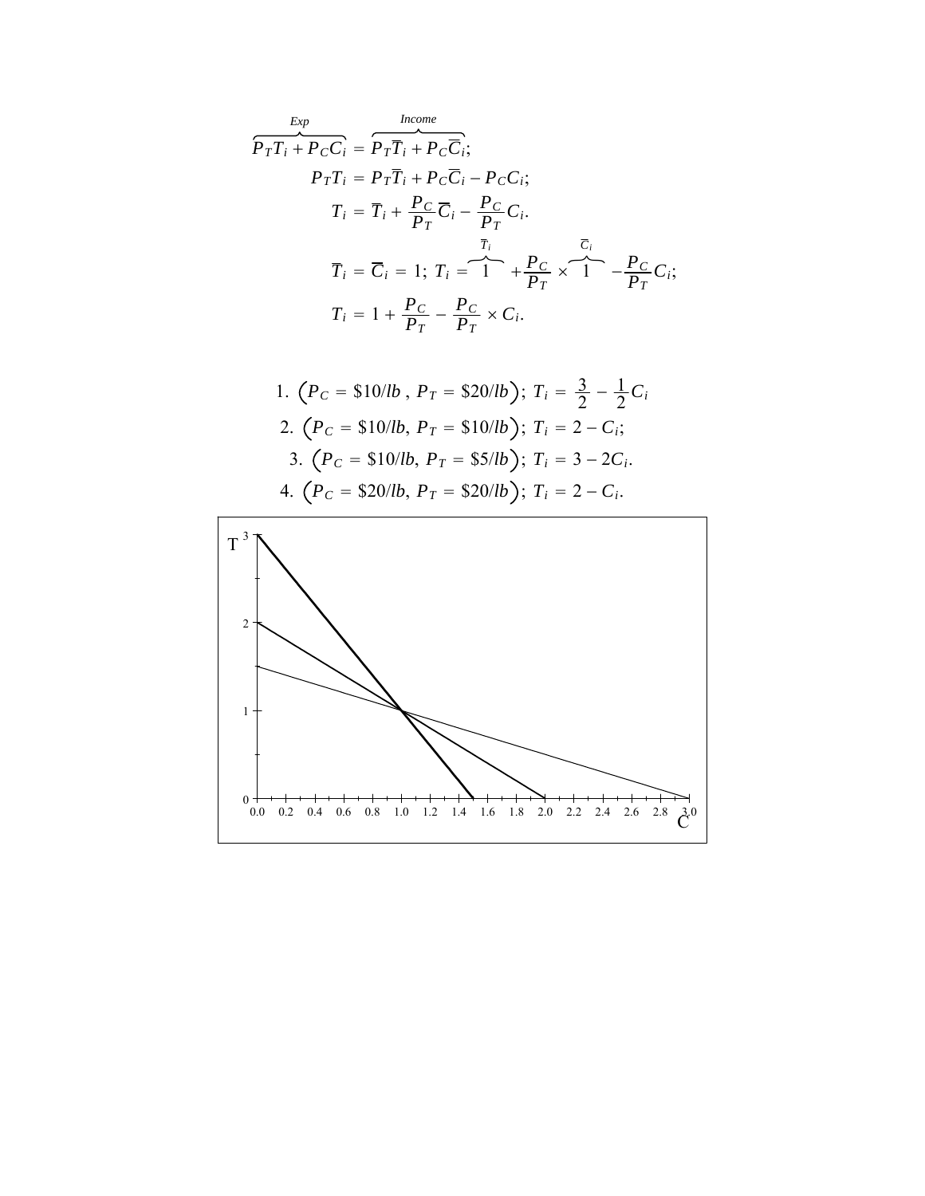$$\overbrace{P_T T_i + P_C C_i}^{Exp} = \overbrace{P_T \overline{T}_i + P_C \overline{C}_i}^{Income};$$

$$P_T T_i = P_T \overline{T}_i + P_C \overline{C}_i - P_C C_i;$$

$$T_i = \overline{T}_i + \frac{P_C}{P_T} \overline{C}_i - \frac{P_C}{P_T} C_i.$$

$$\overline{T}_i = \overline{C}_i = 1;\ T_i = \overbrace{1}^{\overline{T}_i} + \frac{P_C}{P_T} \times \overbrace{1}^{\overline{C}_i} - \frac{P_C}{P_T} C_i;$$

$$T_i = 1 + \frac{P_C}{P_T} - \frac{P_C}{P_T} \times C_i.$$

1. $\left(P_C = \$10/lb\ ,\ P_T = \$20/lb\right);\ T_i = \frac{3}{2} - \frac{1}{2} C_i$
2. $\left(P_C = \$10/lb,\ P_T = \$10/lb\right);\ T_i = 2 - C_i;$
3. $\left(P_C = \$10/lb,\ P_T = \$5/lb\right);\ T_i = 3 - 2C_i.$
4. $\left(P_C = \$20/lb,\ P_T = \$20/lb\right);\ T_i = 2 - C_i.$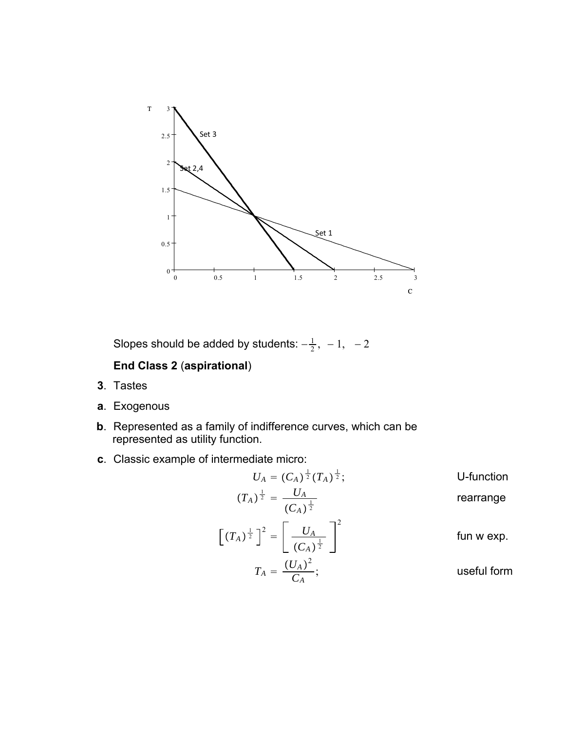Slopes should be added by students: $-\frac{1}{2}, \ -1, \ -2$

**End Class 2** (**aspirational**)

**3**. Tastes

**a**. Exogenous

**b**. Represented as a family of indifference curves, which can be represented as utility function.

**c**. Classic example of intermediate micro:

$$U_A = (C_A)^{\frac{1}{2}}(T_A)^{\frac{1}{2}}; \qquad \text{U-function}$$

$$(T_A)^{\frac{1}{2}} = \frac{U_A}{(C_A)^{\frac{1}{2}}} \qquad \text{rearrange}$$

$$\left[(T_A)^{\frac{1}{2}}\right]^2 = \left[\frac{U_A}{(C_A)^{\frac{1}{2}}}\right]^2 \qquad \text{fun w exp.}$$

$$T_A = \frac{(U_A)^2}{C_A}; \qquad \text{useful form}$$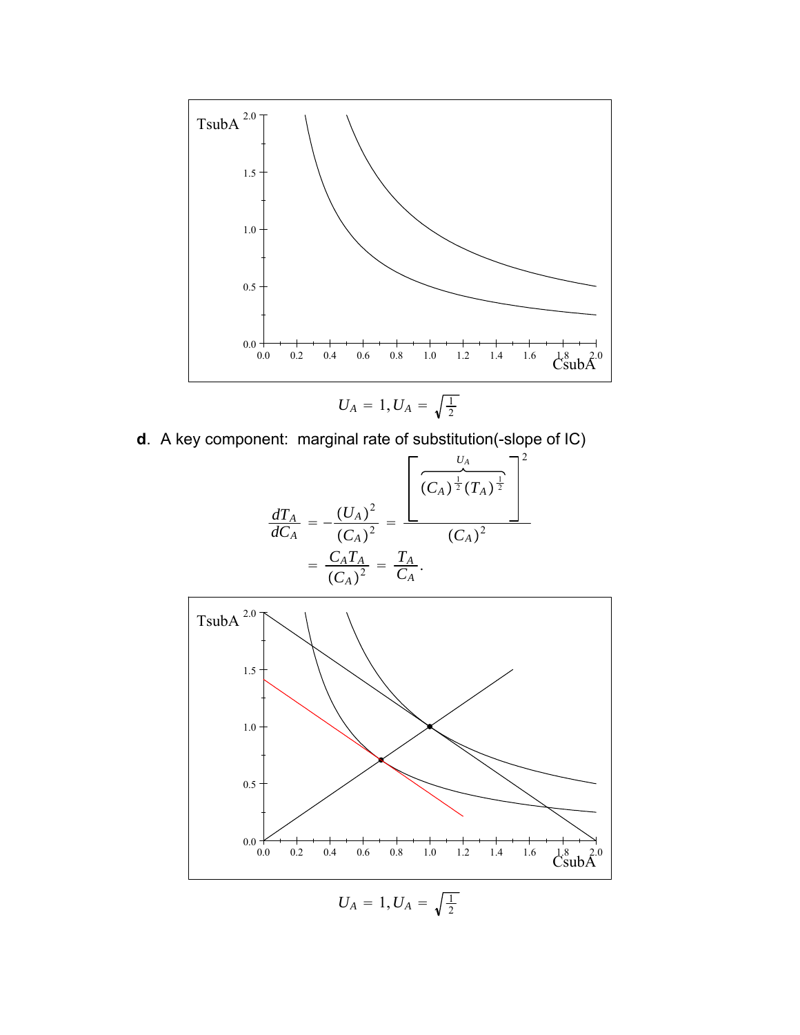$$U_A = 1, U_A = \sqrt{\tfrac{1}{2}}$$

**d**. A key component: marginal rate of substitution(-slope of IC)

$$\frac{dT_A}{dC_A} = -\frac{(U_A)^2}{(C_A)^2} = \frac{\left[\overbrace{(C_A)^{\frac{1}{2}}(T_A)^{\frac{1}{2}}}^{U_A}\right]^2}{(C_A)^2}$$

$$= \frac{C_A T_A}{(C_A)^2} = \frac{T_A}{C_A}.$$

$$U_A = 1, U_A = \sqrt{\tfrac{1}{2}}$$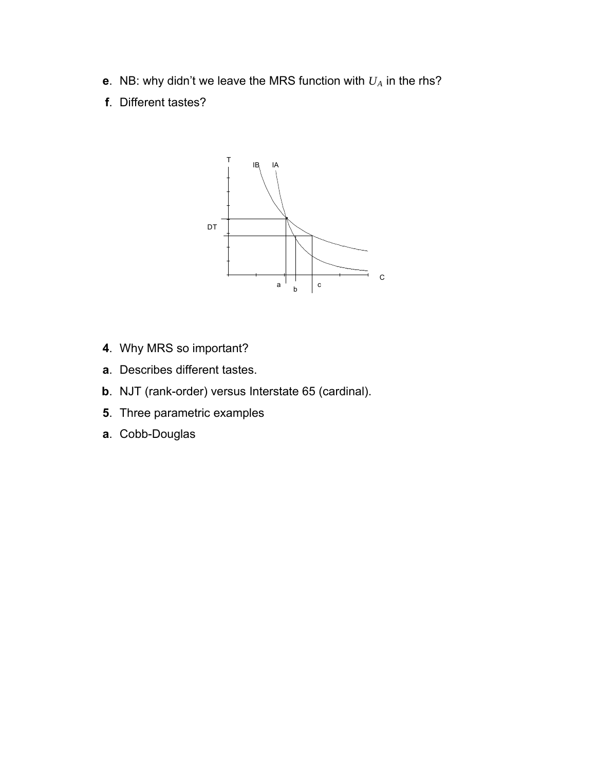**e**. NB: why didn't we leave the MRS function with $U_A$ in the rhs?

**f**. Different tastes?

**4**. Why MRS so important?

**a**. Describes different tastes.

**b**. NJT (rank-order) versus Interstate 65 (cardinal).

**5**. Three parametric examples

**a**. Cobb-Douglas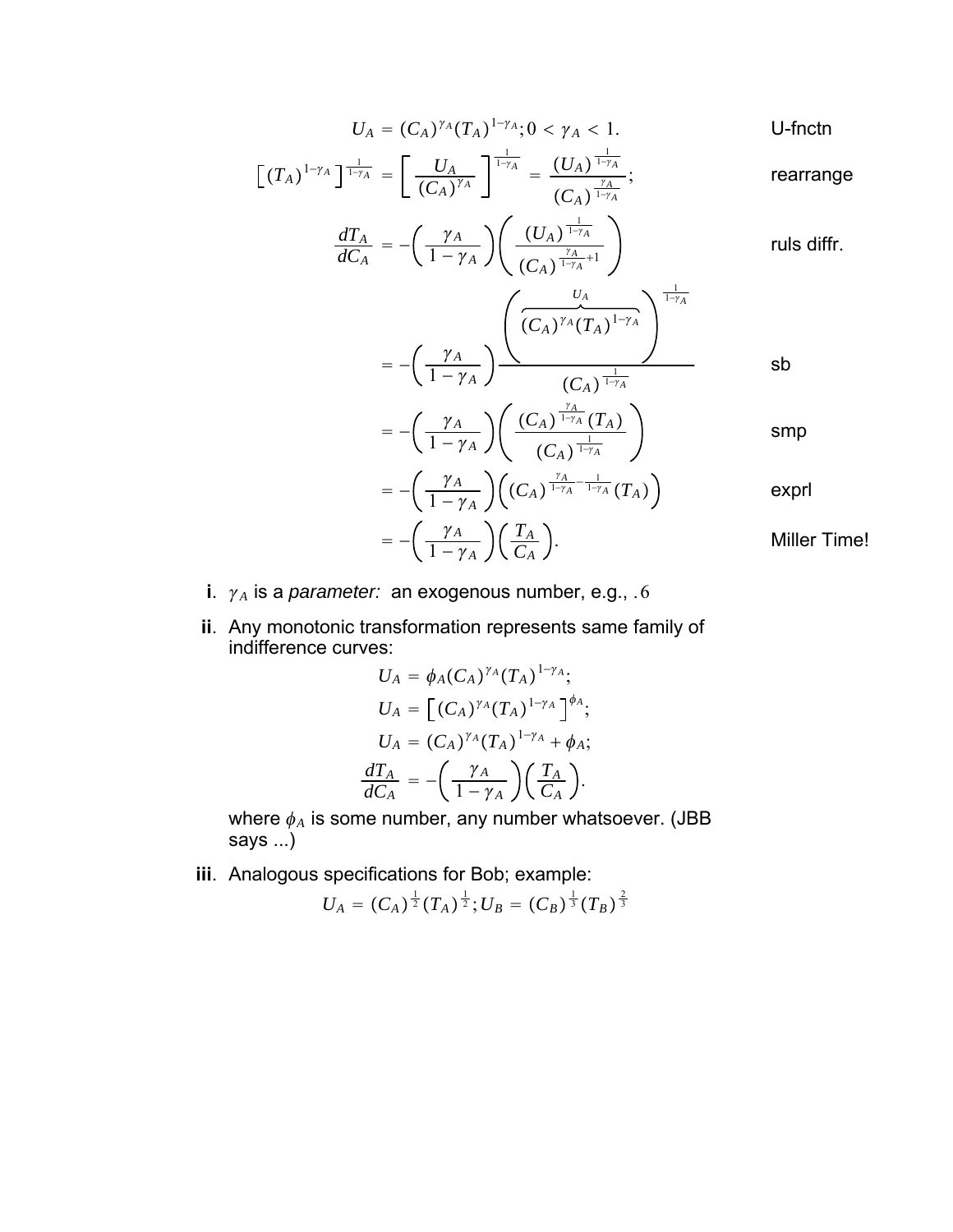$$U_A = (C_A)^{\gamma_A}(T_A)^{1-\gamma_A}; 0 < \gamma_A < 1. \qquad \text{U-fnctn}$$

$$\left[(T_A)^{1-\gamma_A}\right]^{\frac{1}{1-\gamma_A}} = \left[\frac{U_A}{(C_A)^{\gamma_A}}\right]^{\frac{1}{1-\gamma_A}} = \frac{(U_A)^{\frac{1}{1-\gamma_A}}}{(C_A)^{\frac{\gamma_A}{1-\gamma_A}}}; \qquad \text{rearrange}$$

$$\frac{dT_A}{dC_A} = -\left(\frac{\gamma_A}{1-\gamma_A}\right)\left(\frac{(U_A)^{\frac{1}{1-\gamma_A}}}{(C_A)^{\frac{\gamma_A}{1-\gamma_A}+1}}\right) \qquad \text{ruls diffr.}$$

$$= -\left(\frac{\gamma_A}{1-\gamma_A}\right)\frac{\left(\overbrace{(C_A)^{\gamma_A}(T_A)^{1-\gamma_A}}^{U_A}\right)^{\frac{1}{1-\gamma_A}}}{(C_A)^{\frac{1}{1-\gamma_A}}} \qquad \text{sb}$$

$$= -\left(\frac{\gamma_A}{1-\gamma_A}\right)\left(\frac{(C_A)^{\frac{\gamma_A}{1-\gamma_A}}(T_A)}{(C_A)^{\frac{1}{1-\gamma_A}}}\right) \qquad \text{smp}$$

$$= -\left(\frac{\gamma_A}{1-\gamma_A}\right)\left((C_A)^{\frac{\gamma_A}{1-\gamma_A}-\frac{1}{1-\gamma_A}}(T_A)\right) \qquad \text{exprl}$$

$$= -\left(\frac{\gamma_A}{1-\gamma_A}\right)\left(\frac{T_A}{C_A}\right). \qquad \text{Miller Time!}$$

**i**. $\gamma_A$ is a *parameter:* an exogenous number, e.g., $.6$

**ii**. Any monotonic transformation represents same family of indifference curves:

$$U_A = \phi_A(C_A)^{\gamma_A}(T_A)^{1-\gamma_A};$$

$$U_A = \left[(C_A)^{\gamma_A}(T_A)^{1-\gamma_A}\right]^{\phi_A};$$

$$U_A = (C_A)^{\gamma_A}(T_A)^{1-\gamma_A} + \phi_A;$$

$$\frac{dT_A}{dC_A} = -\left(\frac{\gamma_A}{1-\gamma_A}\right)\left(\frac{T_A}{C_A}\right).$$

where $\phi_A$ is some number, any number whatsoever. (JBB says ...)

**iii**. Analogous specifications for Bob; example:

$$U_A = (C_A)^{\frac{1}{2}}(T_A)^{\frac{1}{2}}; U_B = (C_B)^{\frac{1}{3}}(T_B)^{\frac{2}{3}}$$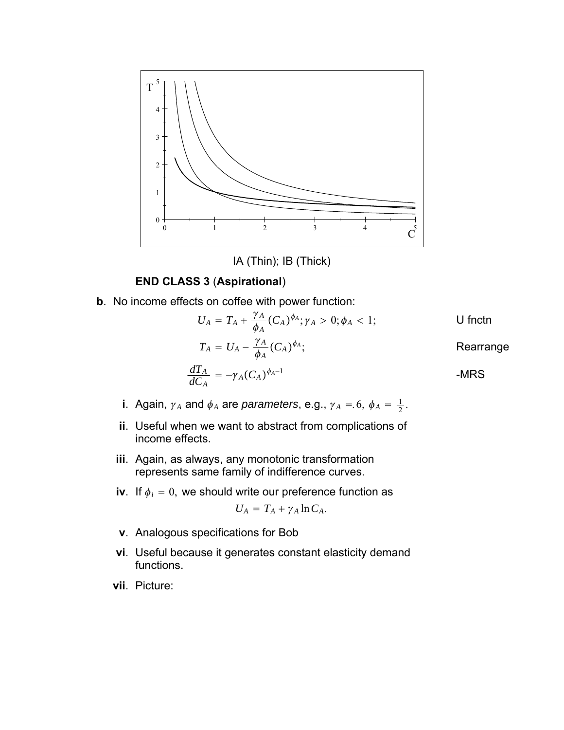IA (Thin); IB (Thick)

**END CLASS 3** (**Aspirational**)

**b**. No income effects on coffee with power function:

$$U_A = T_A + \frac{\gamma_A}{\phi_A}(C_A)^{\phi_A}; \gamma_A > 0; \phi_A < 1; \qquad \text{U fnctn}$$

$$T_A = U_A - \frac{\gamma_A}{\phi_A}(C_A)^{\phi_A}; \qquad \text{Rearrange}$$

$$\frac{dT_A}{dC_A} = -\gamma_A(C_A)^{\phi_A - 1} \qquad \text{-MRS}$$

- **i**. Again, $\gamma_A$ and $\phi_A$ are *parameters*, e.g., $\gamma_A = .6,\ \phi_A = \frac{1}{2}$.
- **ii**. Useful when we want to abstract from complications of income effects.
- **iii**. Again, as always, any monotonic transformation represents same family of indifference curves.
- **iv**. If $\phi_i = 0,$ we should write our preference function as

$$U_A = T_A + \gamma_A \ln C_A.$$

- **v**. Analogous specifications for Bob
- **vi**. Useful because it generates constant elasticity demand functions.
- **vii**. Picture: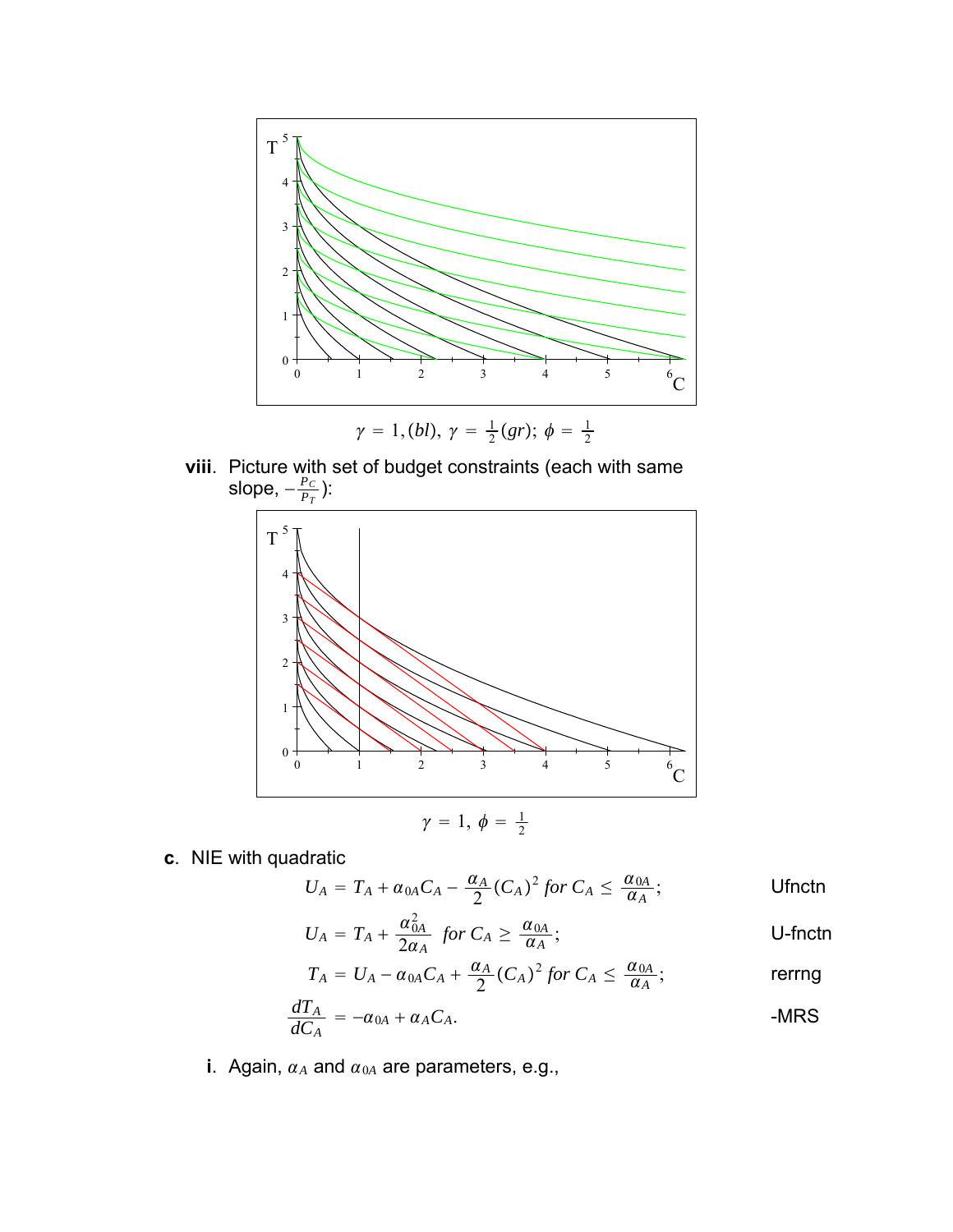$\gamma = 1, (bl),\ \gamma = \frac{1}{2}(gr);\ \phi = \frac{1}{2}$

**viii**. Picture with set of budget constraints (each with same slope, $-\frac{P_C}{P_T}$):

$\gamma = 1,\ \phi = \frac{1}{2}$

**c**. NIE with quadratic

$$U_A = T_A + \alpha_{0A}C_A - \frac{\alpha_A}{2}(C_A)^2 \text{ for } C_A \leq \frac{\alpha_{0A}}{\alpha_A}; \qquad \text{Ufnctn}$$

$$U_A = T_A + \frac{\alpha_{0A}^2}{2\alpha_A} \text{ for } C_A \geq \frac{\alpha_{0A}}{\alpha_A}; \qquad \text{U-fnctn}$$

$$T_A = U_A - \alpha_{0A}C_A + \frac{\alpha_A}{2}(C_A)^2 \text{ for } C_A \leq \frac{\alpha_{0A}}{\alpha_A}; \qquad \text{rerrng}$$

$$\frac{dT_A}{dC_A} = -\alpha_{0A} + \alpha_A C_A. \qquad \text{-MRS}$$

**i**. Again, $\alpha_A$ and $\alpha_{0A}$ are parameters, e.g.,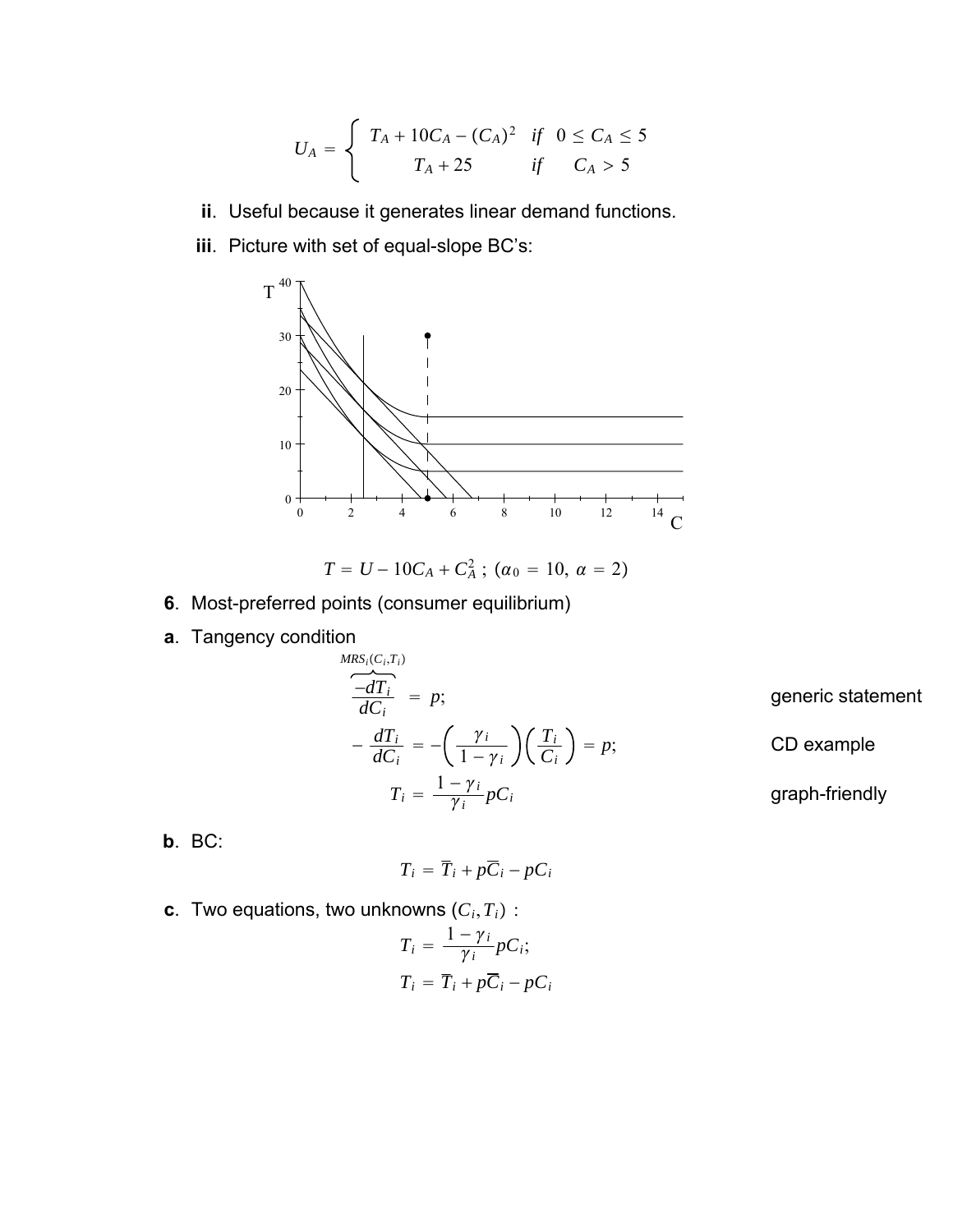$$U_A = \begin{cases} T_A + 10C_A - (C_A)^2 & if \quad 0 \le C_A \le 5 \\ T_A + 25 & if \quad C_A > 5 \end{cases}$$

**ii**. Useful because it generates linear demand functions.

**iii**. Picture with set of equal-slope BC's:

$$T = U - 10C_A + C_A^2\ ;\ (\alpha_0 = 10,\ \alpha = 2)$$

**6**. Most-preferred points (consumer equilibrium)

**a**. Tangency condition

$$\overbrace{\frac{-dT_i}{dC_i}}^{MRS_i(C_i,T_i)} = p; \qquad \text{generic statement}$$

$$-\frac{dT_i}{dC_i} = -\left(\frac{\gamma_i}{1-\gamma_i}\right)\left(\frac{T_i}{C_i}\right) = p; \qquad \text{CD example}$$

$$T_i = \frac{1-\gamma_i}{\gamma_i} pC_i \qquad \text{graph-friendly}$$

**b**. BC:

$$T_i = \overline{T}_i + p\overline{C}_i - pC_i$$

**c**. Two equations, two unknowns $(C_i, T_i)$ :

$$T_i = \frac{1-\gamma_i}{\gamma_i} pC_i;$$

$$T_i = \overline{T}_i + p\overline{C}_i - pC_i$$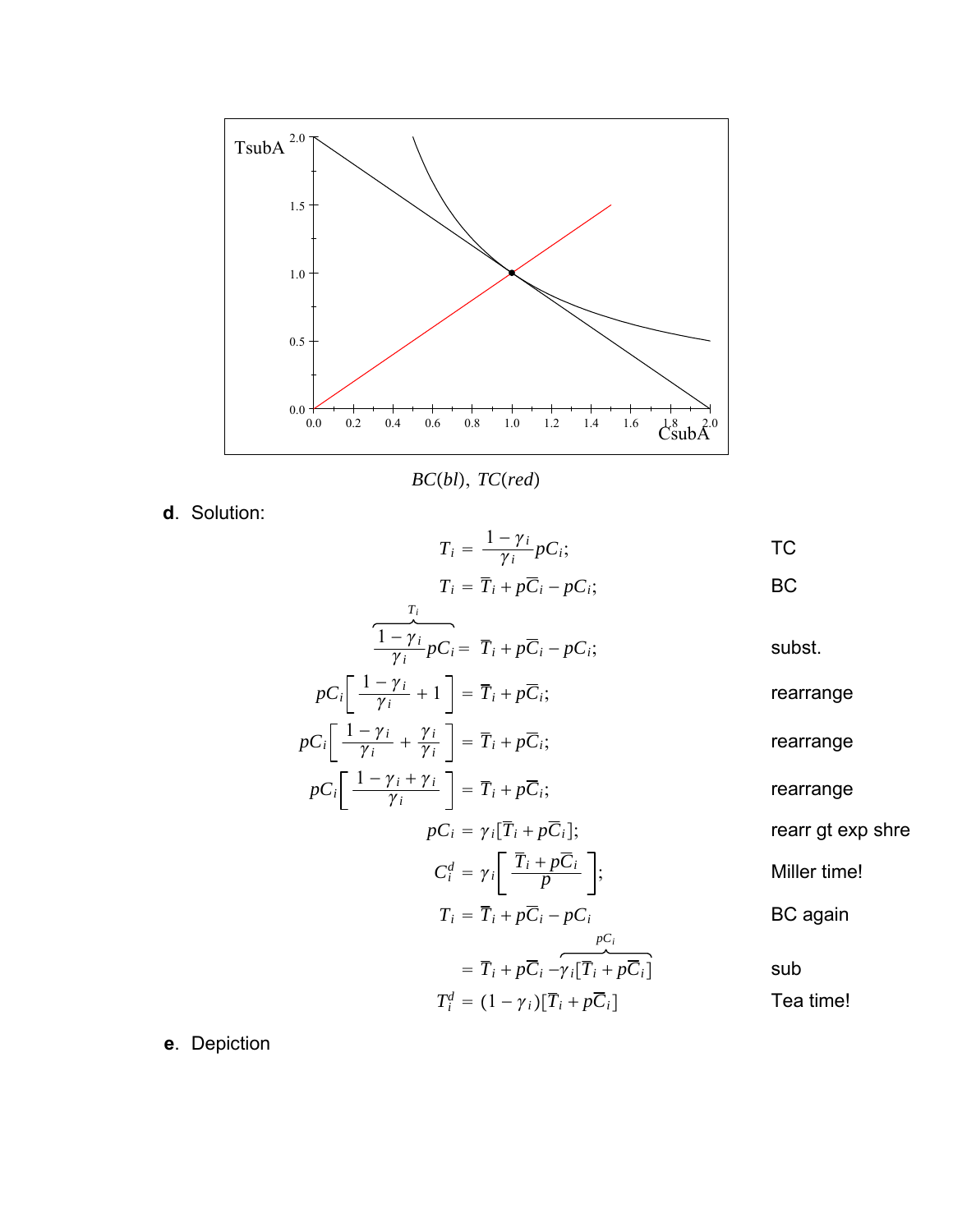$BC(bl)$, $TC(red)$

**d**. Solution:

$$
\begin{aligned}
T_i &= \frac{1-\gamma_i}{\gamma_i} pC_i; && \text{TC} \\
T_i &= \overline{T}_i + p\overline{C}_i - pC_i; && \text{BC} \\
\overbrace{\frac{1-\gamma_i}{\gamma_i} pC_i}^{T_i} &= \overline{T}_i + p\overline{C}_i - pC_i; && \text{subst.} \\
pC_i\left[\frac{1-\gamma_i}{\gamma_i} + 1\right] &= \overline{T}_i + p\overline{C}_i; && \text{rearrange} \\
pC_i\left[\frac{1-\gamma_i}{\gamma_i} + \frac{\gamma_i}{\gamma_i}\right] &= \overline{T}_i + p\overline{C}_i; && \text{rearrange} \\
pC_i\left[\frac{1-\gamma_i+\gamma_i}{\gamma_i}\right] &= \overline{T}_i + p\overline{C}_i; && \text{rearrange} \\
pC_i &= \gamma_i[\overline{T}_i + p\overline{C}_i]; && \text{rearr gt exp shre} \\
C_i^d &= \gamma_i\left[\frac{\overline{T}_i + p\overline{C}_i}{p}\right]; && \text{Miller time!} \\
T_i &= \overline{T}_i + p\overline{C}_i - pC_i && \text{BC again} \\
&= \overline{T}_i + p\overline{C}_i - \overbrace{\gamma_i[\overline{T}_i + p\overline{C}_i]}^{pC_i} && \text{sub} \\
T_i^d &= (1-\gamma_i)[\overline{T}_i + p\overline{C}_i] && \text{Tea time!}
\end{aligned}
$$

**e**. Depiction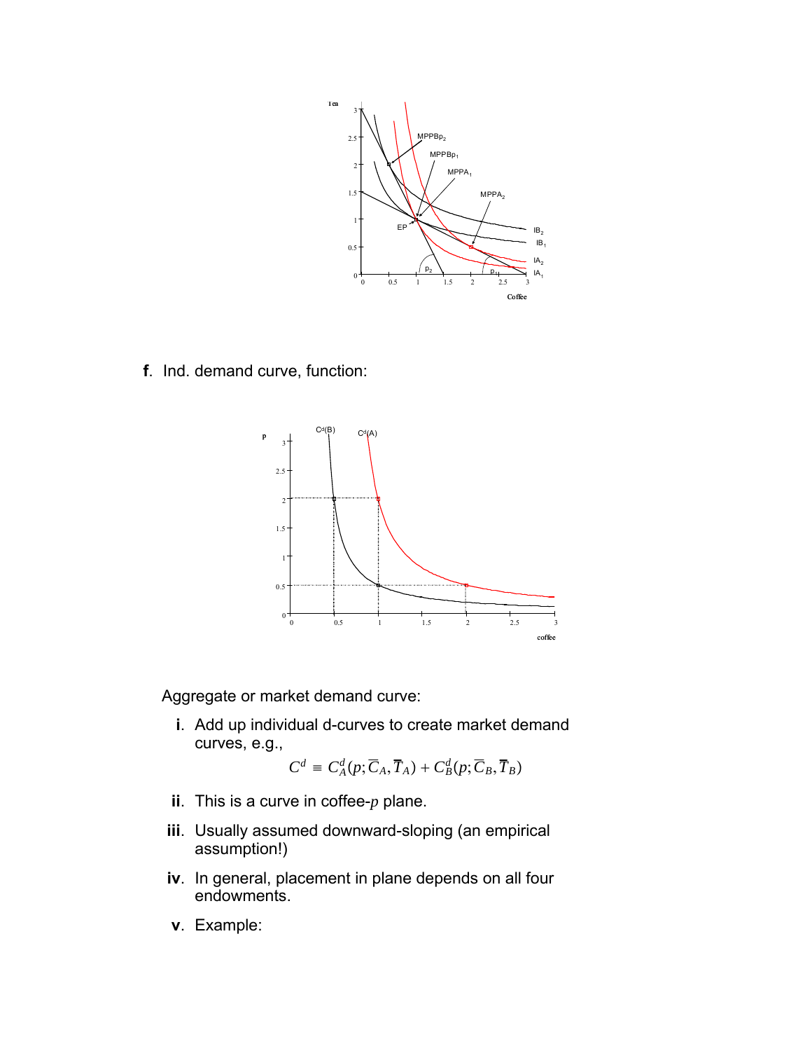**f**. Ind. demand curve, function:

Aggregate or market demand curve:

**i**. Add up individual d-curves to create market demand curves, e.g.,

$$C^d \equiv C_A^d(p; \overline{C}_A, \overline{T}_A) + C_B^d(p; \overline{C}_B, \overline{T}_B)$$

**ii**. This is a curve in coffee-$p$ plane.

**iii**. Usually assumed downward-sloping (an empirical assumption!)

**iv**. In general, placement in plane depends on all four endowments.

**v**. Example: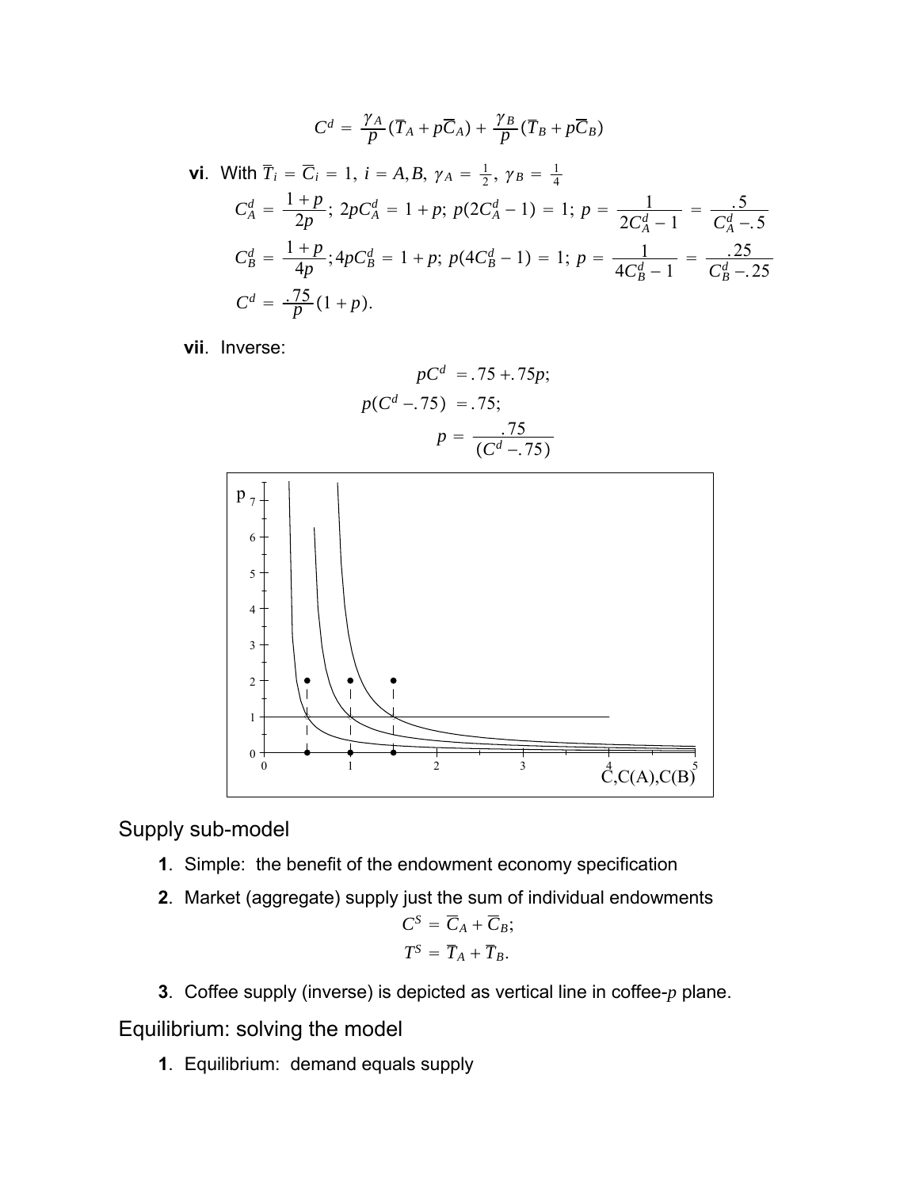$$C^d = \frac{\gamma_A}{p}(\overline{T}_A + p\overline{C}_A) + \frac{\gamma_B}{p}(\overline{T}_B + p\overline{C}_B)$$

**vi**. With $\overline{T}_i = \overline{C}_i = 1,\ i = A,B,\ \gamma_A = \frac{1}{2},\ \gamma_B = \frac{1}{4}$

$$C_A^d = \frac{1+p}{2p};\ 2pC_A^d = 1+p;\ p(2C_A^d - 1) = 1;\ p = \frac{1}{2C_A^d - 1} = \frac{.5}{C_A^d - .5}$$

$$C_B^d = \frac{1+p}{4p};4pC_B^d = 1+p;\ p(4C_B^d - 1) = 1;\ p = \frac{1}{4C_B^d - 1} = \frac{.25}{C_B^d - .25}$$

$$C^d = \frac{.75}{p}(1+p).$$

**vii**. Inverse:

$$pC^d = .75 + .75p;$$

$$p(C^d - .75) = .75;$$

$$p = \frac{.75}{(C^d - .75)}$$

## Supply sub-model

1. Simple: the benefit of the endowment economy specification
2. Market (aggregate) supply just the sum of individual endowments

$$C^S = \overline{C}_A + \overline{C}_B;$$

$$T^S = \overline{T}_A + \overline{T}_B.$$

3. Coffee supply (inverse) is depicted as vertical line in coffee-$p$ plane.

## Equilibrium: solving the model

1. Equilibrium: demand equals supply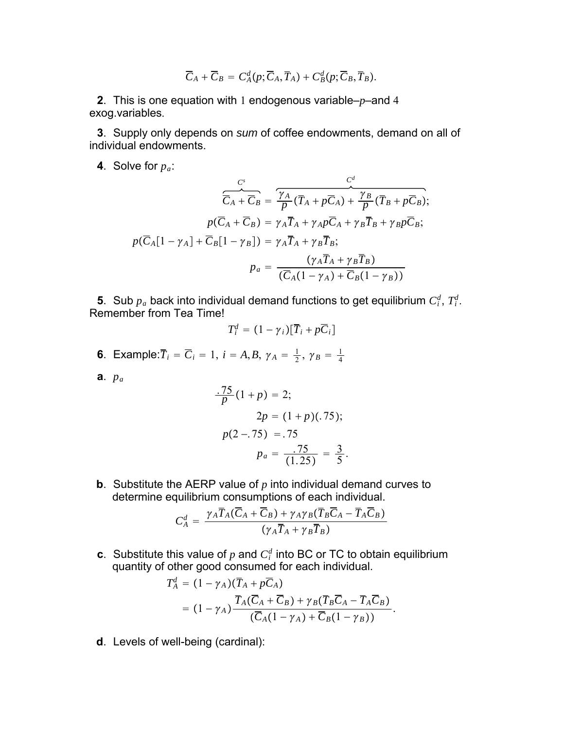$$\overline{C}_A + \overline{C}_B = C_A^d(p; \overline{C}_A, \overline{T}_A) + C_B^d(p; \overline{C}_B, \overline{T}_B).$$

**2**. This is one equation with 1 endogenous variable–$p$–and 4 exog.variables.

**3**. Supply only depends on *sum* of coffee endowments, demand on all of individual endowments.

**4**. Solve for $p_a$:

$$\begin{aligned}
\overbrace{\overline{C}_A + \overline{C}_B}^{C^s} &= \overbrace{\frac{\gamma_A}{p}(\overline{T}_A + p\overline{C}_A) + \frac{\gamma_B}{p}(\overline{T}_B + p\overline{C}_B)}^{C^d}; \\
p(\overline{C}_A + \overline{C}_B) &= \gamma_A \overline{T}_A + \gamma_A p \overline{C}_A + \gamma_B \overline{T}_B + \gamma_B p \overline{C}_B; \\
p(\overline{C}_A[1-\gamma_A] + \overline{C}_B[1-\gamma_B]) &= \gamma_A \overline{T}_A + \gamma_B \overline{T}_B; \\
p_a &= \frac{(\gamma_A \overline{T}_A + \gamma_B \overline{T}_B)}{(\overline{C}_A(1-\gamma_A) + \overline{C}_B(1-\gamma_B))}
\end{aligned}$$

**5**. Sub $p_a$ back into individual demand functions to get equilibrium $C_i^d$, $T_i^d$. Remember from Tea Time!

$$T_i^d = (1-\gamma_i)[\overline{T}_i + p\overline{C}_i]$$

**6**. Example: $\overline{T}_i = \overline{C}_i = 1,\ i = A, B,\ \gamma_A = \frac{1}{2},\ \gamma_B = \frac{1}{4}$

**a**. $p_a$

$$\begin{aligned}
\frac{.75}{p}(1+p) &= 2; \\
2p &= (1+p)(.75); \\
p(2-.75) &= .75 \\
p_a &= \frac{.75}{(1.25)} = \frac{3}{5}.
\end{aligned}$$

**b**. Substitute the AERP value of $p$ into individual demand curves to determine equilibrium consumptions of each individual.

$$C_A^d = \frac{\gamma_A \overline{T}_A(\overline{C}_A + \overline{C}_B) + \gamma_A \gamma_B(\overline{T}_B \overline{C}_A - \overline{T}_A \overline{C}_B)}{(\gamma_A \overline{T}_A + \gamma_B \overline{T}_B)}$$

**c**. Substitute this value of $p$ and $C_i^d$ into BC or TC to obtain equilibrium quantity of other good consumed for each individual.

$$\begin{aligned}
T_A^d &= (1-\gamma_A)(\overline{T}_A + p\overline{C}_A) \\
&= (1-\gamma_A)\frac{\overline{T}_A(\overline{C}_A + \overline{C}_B) + \gamma_B(\overline{T}_B \overline{C}_A - \overline{T}_A \overline{C}_B)}{(\overline{C}_A(1-\gamma_A) + \overline{C}_B(1-\gamma_B))}.
\end{aligned}$$

**d**. Levels of well-being (cardinal):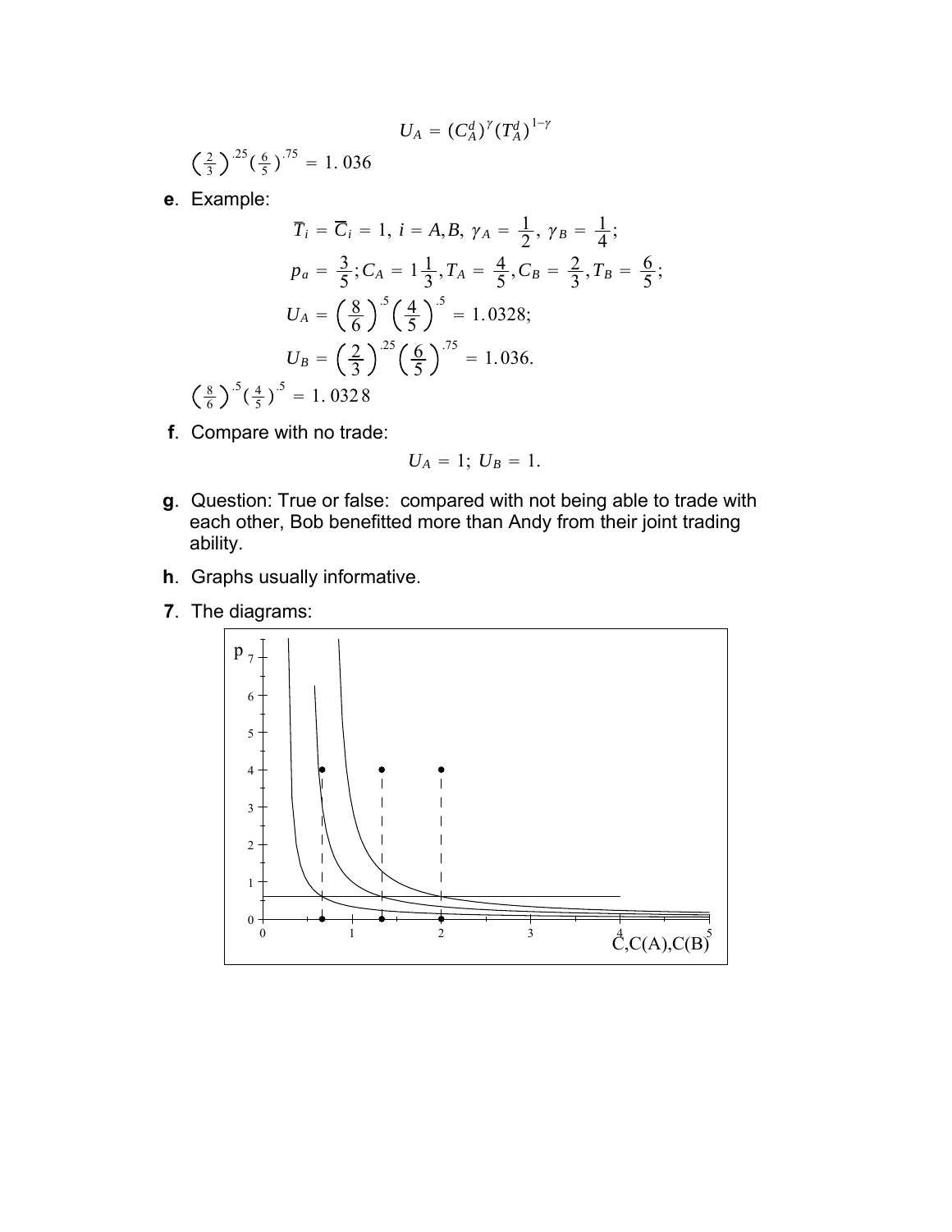$$U_A = (C_A^d)^{\gamma}(T_A^d)^{1-\gamma}$$

$\left(\frac{2}{3}\right)^{.25}\left(\frac{6}{5}\right)^{.75} = 1.036$

**e**. Example:

$$\overline{T}_i = \overline{C}_i = 1,\ i = A,B,\ \gamma_A = \frac{1}{2},\ \gamma_B = \frac{1}{4};$$

$$p_a = \frac{3}{5}; C_A = 1\frac{1}{3}, T_A = \frac{4}{5}, C_B = \frac{2}{3}, T_B = \frac{6}{5};$$

$$U_A = \left(\frac{8}{6}\right)^{.5}\left(\frac{4}{5}\right)^{.5} = 1.0328;$$

$$U_B = \left(\frac{2}{3}\right)^{.25}\left(\frac{6}{5}\right)^{.75} = 1.036.$$

$\left(\frac{8}{6}\right)^{.5}\left(\frac{4}{5}\right)^{.5} = 1.0328$

**f**. Compare with no trade:

$$U_A = 1;\ U_B = 1.$$

**g**. Question: True or false: compared with not being able to trade with each other, Bob benefitted more than Andy from their joint trading ability.

**h**. Graphs usually informative.

**7**. The diagrams: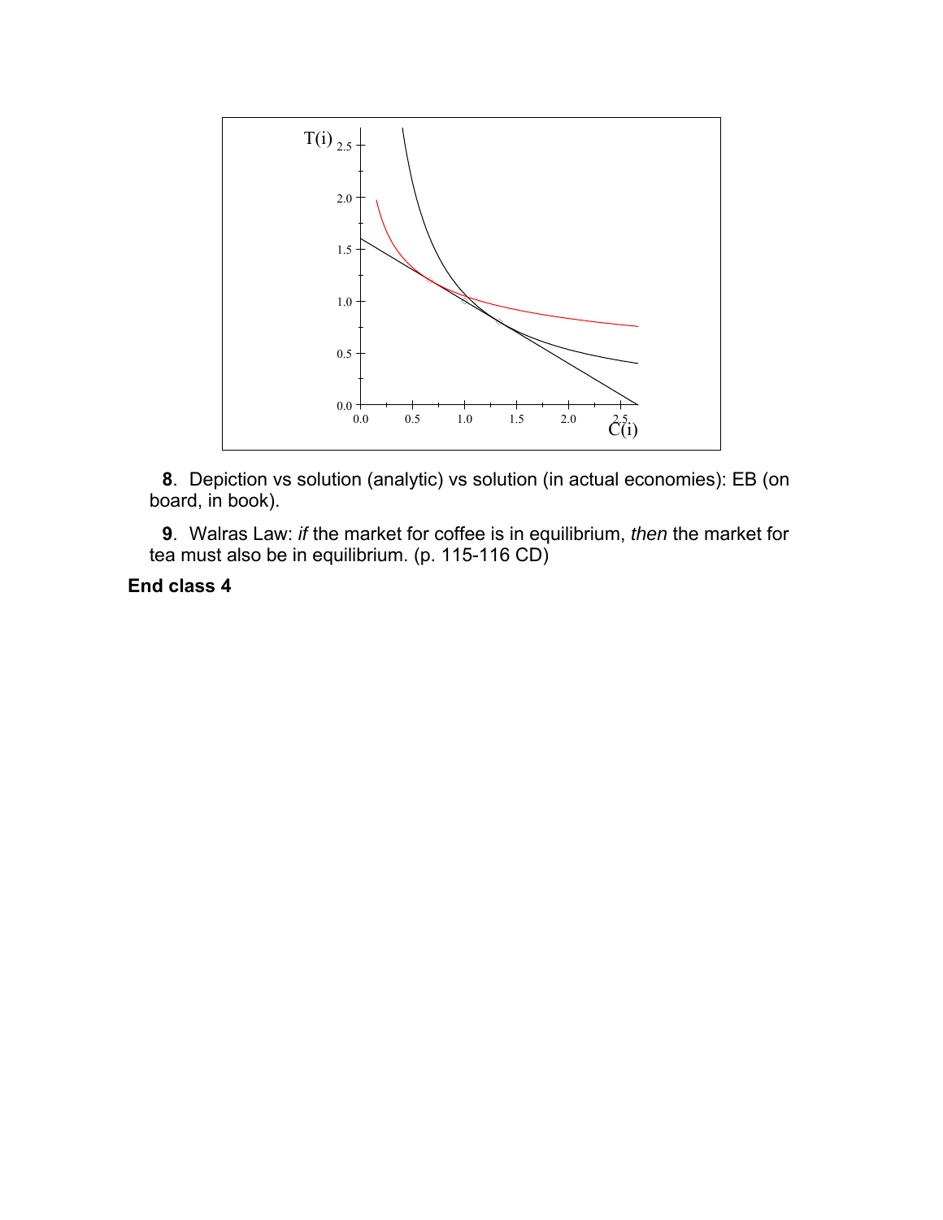T(i)
2.5
2.0
1.5
1.0
0.5
0.0
0.0
0.5
1.0
1.5
2.0
2.5
C(i)

**8**. Depiction vs solution (analytic) vs solution (in actual economies): EB (on board, in book).

**9**. Walras Law: *if* the market for coffee is in equilibrium, *then* the market for tea must also be in equilibrium. (p. 115-116 CD)

**End class 4**